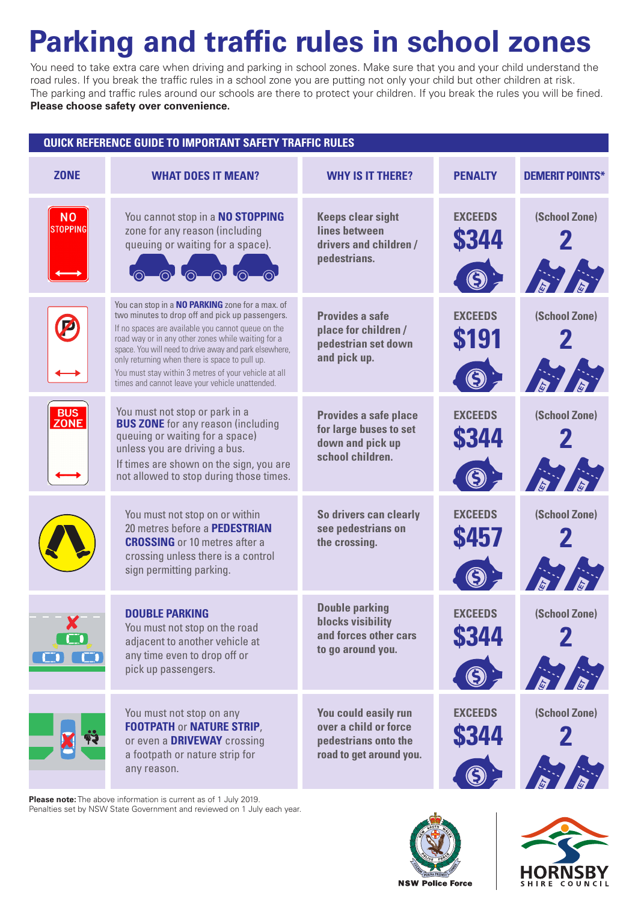# Parking and traffic rules in school zones

You need to take extra care when driving and parking in school zones. Make sure that you and your child understand the road rules. If you break the traffic rules in a school zone you are putting not only your child but other children at risk. The parking and traffic rules around our schools are there to protect your children. If you break the rules you will be fined. **Please choose safety over convenience.**

## QUICK REFERENCE GUIDE TO IMPORTANT SAFETY TRAFFIC RULES

| ZONE | WHAT DOES IT MEAN? | WHY IS IT THERE? | PENALTY | DEMERIT POINTS* |
|---|---|---|---|---|
| NO STOPPING | You cannot stop in a **NO STOPPING** zone for any reason (including queuing or waiting for a space). | **Keeps clear sight lines between drivers and children / pedestrians.** | EXCEEDS **$344** | (School Zone) **2** |
| NO PARKING | You can stop in a **NO PARKING** zone for a max. of two minutes to drop off and pick up passengers. If no spaces are available you cannot queue on the road way or in any other zones while waiting for a space. You will need to drive away and park elsewhere, only returning when there is space to pull up. You must stay within 3 metres of your vehicle at all times and cannot leave your vehicle unattended. | **Provides a safe place for children / pedestrian set down and pick up.** | EXCEEDS **$191** | (School Zone) **2** |
| BUS ZONE | You must not stop or park in a **BUS ZONE** for any reason (including queuing or waiting for a space) unless you are driving a bus. If times are shown on the sign, you are not allowed to stop during those times. | **Provides a safe place for large buses to set down and pick up school children.** | EXCEEDS **$344** | (School Zone) **2** |
| PEDESTRIAN CROSSING | You must not stop on or within 20 metres before a **PEDESTRIAN CROSSING** or 10 metres after a crossing unless there is a control sign permitting parking. | **So drivers can clearly see pedestrians on the crossing.** | EXCEEDS **$457** | (School Zone) **2** |
| DOUBLE PARKING | **DOUBLE PARKING** You must not stop on the road adjacent to another vehicle at any time even to drop off or pick up passengers. | **Double parking blocks visibility and forces other cars to go around you.** | EXCEEDS **$344** | (School Zone) **2** |
| FOOTPATH / NATURE STRIP / DRIVEWAY | You must not stop on any **FOOTPATH** or **NATURE STRIP**, or even a **DRIVEWAY** crossing a footpath or nature strip for any reason. | **You could easily run over a child or force pedestrians onto the road to get around you.** | EXCEEDS **$344** | (School Zone) **2** |

**Please note:** The above information is current as of 1 July 2019.
Penalties set by NSW State Government and reviewed on 1 July each year.

NSW Police Force

HORNSBY SHIRE COUNCIL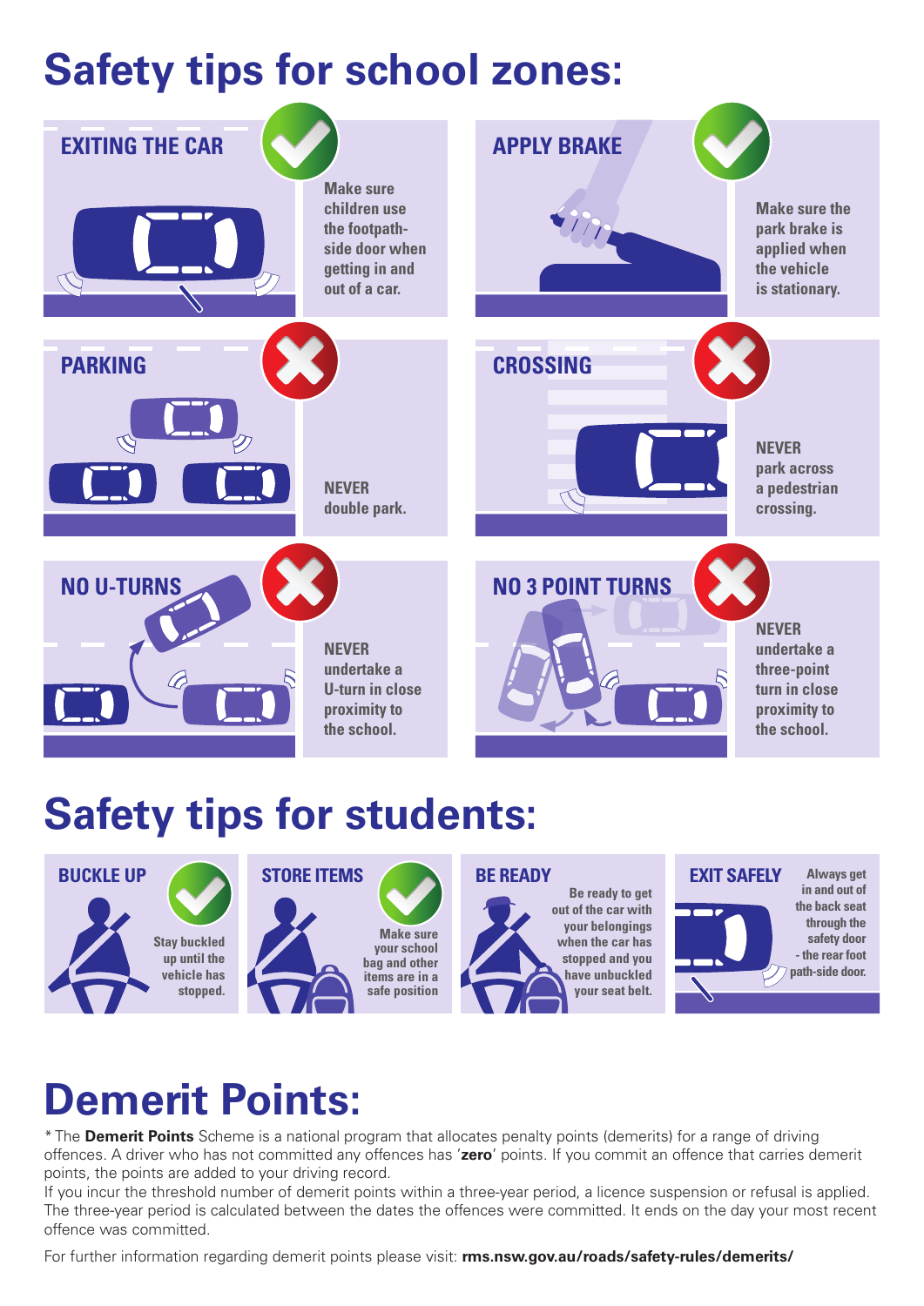# Safety tips for school zones:

### EXITING THE CAR

Make sure children use the footpath-side door when getting in and out of a car.

### APPLY BRAKE

Make sure the park brake is applied when the vehicle is stationary.

### PARKING

NEVER double park.

### CROSSING

NEVER park across a pedestrian crossing.

### NO U-TURNS

NEVER undertake a U-turn in close proximity to the school.

### NO 3 POINT TURNS

NEVER undertake a three-point turn in close proximity to the school.

# Safety tips for students:

### BUCKLE UP

Stay buckled up until the vehicle has stopped.

### STORE ITEMS

Make sure your school bag and other items are in a safe position

### BE READY

Be ready to get out of the car with your belongings when the car has stopped and you have unbuckled your seat belt.

### EXIT SAFELY

Always get in and out of the back seat through the safety door - the rear foot path-side door.

# Demerit Points:

* The **Demerit Points** Scheme is a national program that allocates penalty points (demerits) for a range of driving offences. A driver who has not committed any offences has '**zero**' points. If you commit an offence that carries demerit points, the points are added to your driving record.

If you incur the threshold number of demerit points within a three-year period, a licence suspension or refusal is applied. The three-year period is calculated between the dates the offences were committed. It ends on the day your most recent offence was committed.

For further information regarding demerit points please visit: **rms.nsw.gov.au/roads/safety-rules/demerits/**